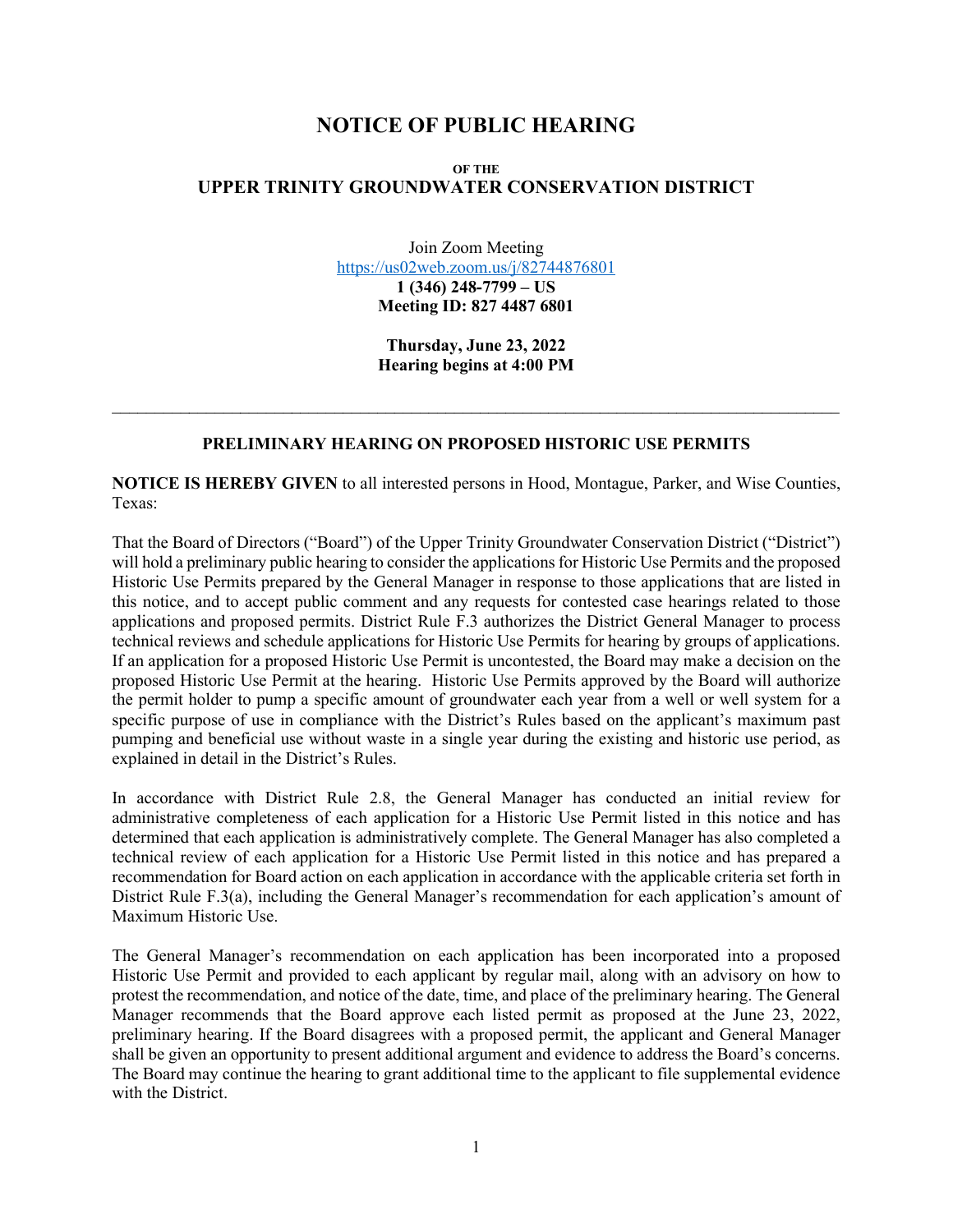# NOTICE OF PUBLIC HEARING

**OF THE**

## UPPER TRINITY GROUNDWATER CONSERVATION DISTRICT

Join Zoom Meeting
https://us02web.zoom.us/j/82744876801
**1 (346) 248-7799 – US**
**Meeting ID: 827 4487 6801**

**Thursday, June 23, 2022**
**Hearing begins at 4:00 PM**

---

### PRELIMINARY HEARING ON PROPOSED HISTORIC USE PERMITS

**NOTICE IS HEREBY GIVEN** to all interested persons in Hood, Montague, Parker, and Wise Counties, Texas:

That the Board of Directors ("Board") of the Upper Trinity Groundwater Conservation District ("District") will hold a preliminary public hearing to consider the applications for Historic Use Permits and the proposed Historic Use Permits prepared by the General Manager in response to those applications that are listed in this notice, and to accept public comment and any requests for contested case hearings related to those applications and proposed permits. District Rule F.3 authorizes the District General Manager to process technical reviews and schedule applications for Historic Use Permits for hearing by groups of applications. If an application for a proposed Historic Use Permit is uncontested, the Board may make a decision on the proposed Historic Use Permit at the hearing. Historic Use Permits approved by the Board will authorize the permit holder to pump a specific amount of groundwater each year from a well or well system for a specific purpose of use in compliance with the District's Rules based on the applicant's maximum past pumping and beneficial use without waste in a single year during the existing and historic use period, as explained in detail in the District's Rules.

In accordance with District Rule 2.8, the General Manager has conducted an initial review for administrative completeness of each application for a Historic Use Permit listed in this notice and has determined that each application is administratively complete. The General Manager has also completed a technical review of each application for a Historic Use Permit listed in this notice and has prepared a recommendation for Board action on each application in accordance with the applicable criteria set forth in District Rule F.3(a), including the General Manager's recommendation for each application's amount of Maximum Historic Use.

The General Manager's recommendation on each application has been incorporated into a proposed Historic Use Permit and provided to each applicant by regular mail, along with an advisory on how to protest the recommendation, and notice of the date, time, and place of the preliminary hearing. The General Manager recommends that the Board approve each listed permit as proposed at the June 23, 2022, preliminary hearing. If the Board disagrees with a proposed permit, the applicant and General Manager shall be given an opportunity to present additional argument and evidence to address the Board's concerns. The Board may continue the hearing to grant additional time to the applicant to file supplemental evidence with the District.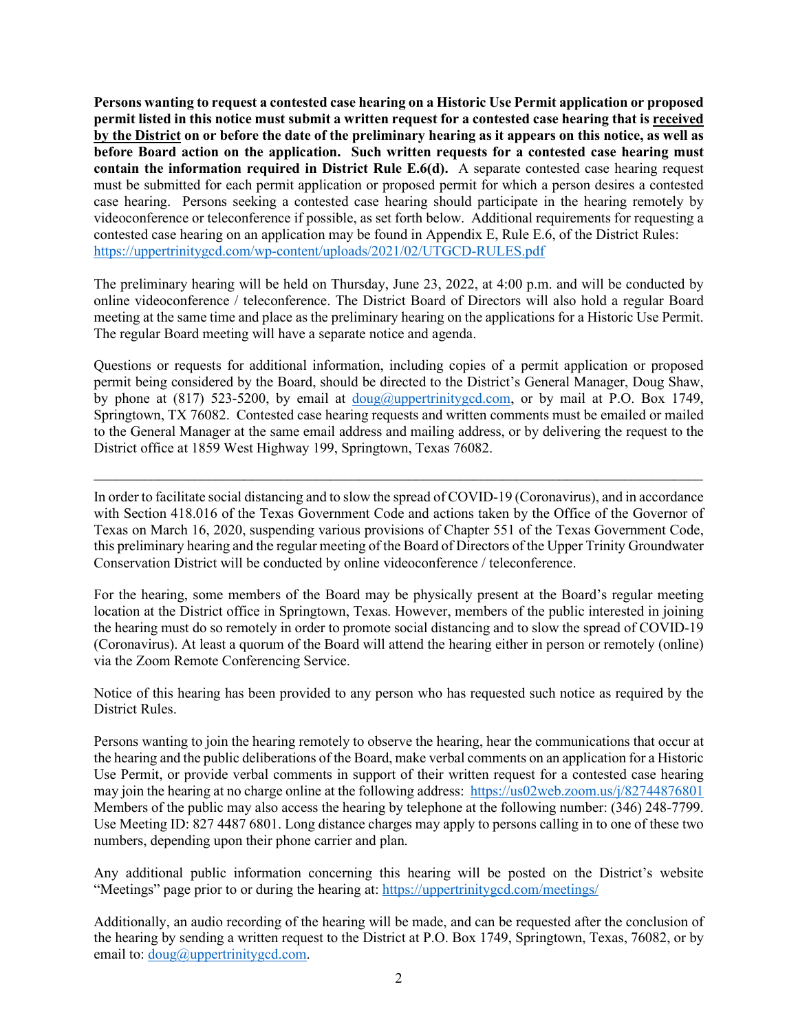**Persons wanting to request a contested case hearing on a Historic Use Permit application or proposed permit listed in this notice must submit a written request for a contested case hearing that is <u>received by the District</u> on or before the date of the preliminary hearing as it appears on this notice, as well as before Board action on the application. Such written requests for a contested case hearing must contain the information required in District Rule E.6(d).** A separate contested case hearing request must be submitted for each permit application or proposed permit for which a person desires a contested case hearing. Persons seeking a contested case hearing should participate in the hearing remotely by videoconference or teleconference if possible, as set forth below. Additional requirements for requesting a contested case hearing on an application may be found in Appendix E, Rule E.6, of the District Rules: https://uppertrinitygcd.com/wp-content/uploads/2021/02/UTGCD-RULES.pdf

The preliminary hearing will be held on Thursday, June 23, 2022, at 4:00 p.m. and will be conducted by online videoconference / teleconference. The District Board of Directors will also hold a regular Board meeting at the same time and place as the preliminary hearing on the applications for a Historic Use Permit. The regular Board meeting will have a separate notice and agenda.

Questions or requests for additional information, including copies of a permit application or proposed permit being considered by the Board, should be directed to the District's General Manager, Doug Shaw, by phone at (817) 523-5200, by email at doug@uppertrinitygcd.com, or by mail at P.O. Box 1749, Springtown, TX 76082. Contested case hearing requests and written comments must be emailed or mailed to the General Manager at the same email address and mailing address, or by delivering the request to the District office at 1859 West Highway 199, Springtown, Texas 76082.

---

In order to facilitate social distancing and to slow the spread of COVID-19 (Coronavirus), and in accordance with Section 418.016 of the Texas Government Code and actions taken by the Office of the Governor of Texas on March 16, 2020, suspending various provisions of Chapter 551 of the Texas Government Code, this preliminary hearing and the regular meeting of the Board of Directors of the Upper Trinity Groundwater Conservation District will be conducted by online videoconference / teleconference.

For the hearing, some members of the Board may be physically present at the Board's regular meeting location at the District office in Springtown, Texas. However, members of the public interested in joining the hearing must do so remotely in order to promote social distancing and to slow the spread of COVID-19 (Coronavirus). At least a quorum of the Board will attend the hearing either in person or remotely (online) via the Zoom Remote Conferencing Service.

Notice of this hearing has been provided to any person who has requested such notice as required by the District Rules.

Persons wanting to join the hearing remotely to observe the hearing, hear the communications that occur at the hearing and the public deliberations of the Board, make verbal comments on an application for a Historic Use Permit, or provide verbal comments in support of their written request for a contested case hearing may join the hearing at no charge online at the following address: https://us02web.zoom.us/j/82744876801 Members of the public may also access the hearing by telephone at the following number: (346) 248-7799. Use Meeting ID: 827 4487 6801. Long distance charges may apply to persons calling in to one of these two numbers, depending upon their phone carrier and plan.

Any additional public information concerning this hearing will be posted on the District's website "Meetings" page prior to or during the hearing at: https://uppertrinitygcd.com/meetings/

Additionally, an audio recording of the hearing will be made, and can be requested after the conclusion of the hearing by sending a written request to the District at P.O. Box 1749, Springtown, Texas, 76082, or by email to: doug@uppertrinitygcd.com.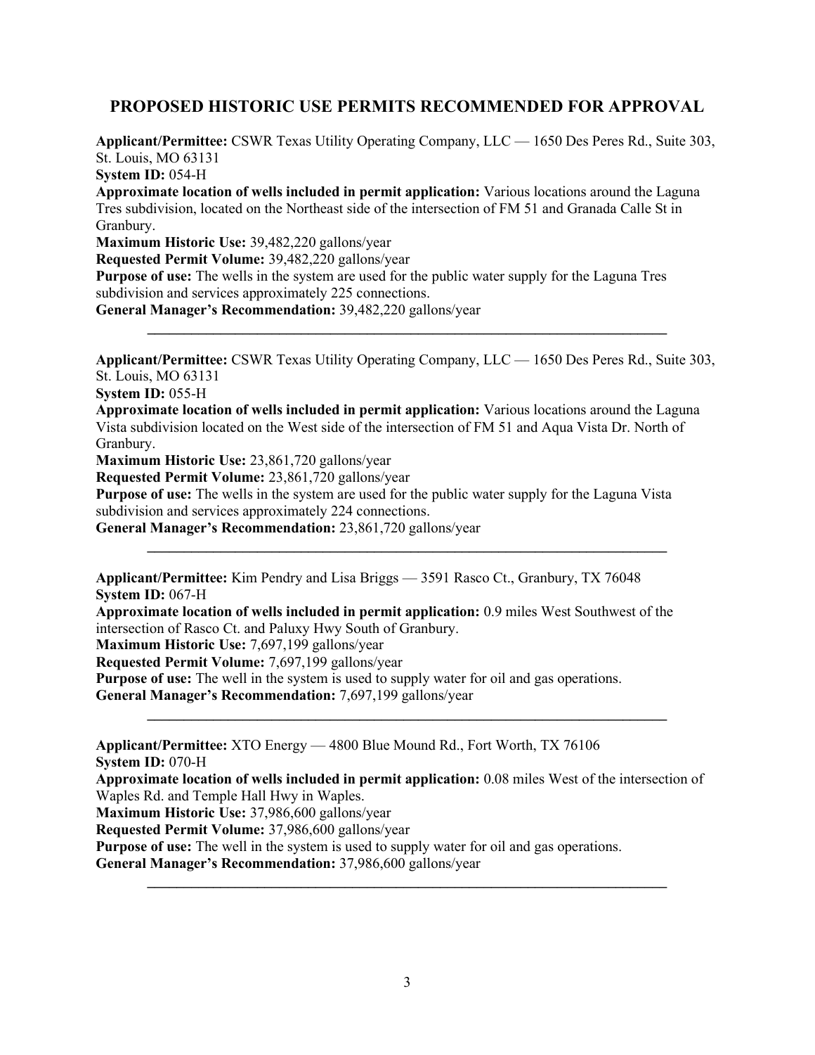## PROPOSED HISTORIC USE PERMITS RECOMMENDED FOR APPROVAL

**Applicant/Permittee:** CSWR Texas Utility Operating Company, LLC — 1650 Des Peres Rd., Suite 303, St. Louis, MO 63131
**System ID:** 054-H
**Approximate location of wells included in permit application:** Various locations around the Laguna Tres subdivision, located on the Northeast side of the intersection of FM 51 and Granada Calle St in Granbury.
**Maximum Historic Use:** 39,482,220 gallons/year
**Requested Permit Volume:** 39,482,220 gallons/year
**Purpose of use:** The wells in the system are used for the public water supply for the Laguna Tres subdivision and services approximately 225 connections.
**General Manager's Recommendation:** 39,482,220 gallons/year

---

**Applicant/Permittee:** CSWR Texas Utility Operating Company, LLC — 1650 Des Peres Rd., Suite 303, St. Louis, MO 63131
**System ID:** 055-H
**Approximate location of wells included in permit application:** Various locations around the Laguna Vista subdivision located on the West side of the intersection of FM 51 and Aqua Vista Dr. North of Granbury.
**Maximum Historic Use:** 23,861,720 gallons/year
**Requested Permit Volume:** 23,861,720 gallons/year
**Purpose of use:** The wells in the system are used for the public water supply for the Laguna Vista subdivision and services approximately 224 connections.
**General Manager's Recommendation:** 23,861,720 gallons/year

---

**Applicant/Permittee:** Kim Pendry and Lisa Briggs — 3591 Rasco Ct., Granbury, TX 76048
**System ID:** 067-H
**Approximate location of wells included in permit application:** 0.9 miles West Southwest of the intersection of Rasco Ct. and Paluxy Hwy South of Granbury.
**Maximum Historic Use:** 7,697,199 gallons/year
**Requested Permit Volume:** 7,697,199 gallons/year
**Purpose of use:** The well in the system is used to supply water for oil and gas operations.
**General Manager's Recommendation:** 7,697,199 gallons/year

---

**Applicant/Permittee:** XTO Energy — 4800 Blue Mound Rd., Fort Worth, TX 76106
**System ID:** 070-H
**Approximate location of wells included in permit application:** 0.08 miles West of the intersection of Waples Rd. and Temple Hall Hwy in Waples.
**Maximum Historic Use:** 37,986,600 gallons/year
**Requested Permit Volume:** 37,986,600 gallons/year
**Purpose of use:** The well in the system is used to supply water for oil and gas operations.
**General Manager's Recommendation:** 37,986,600 gallons/year

---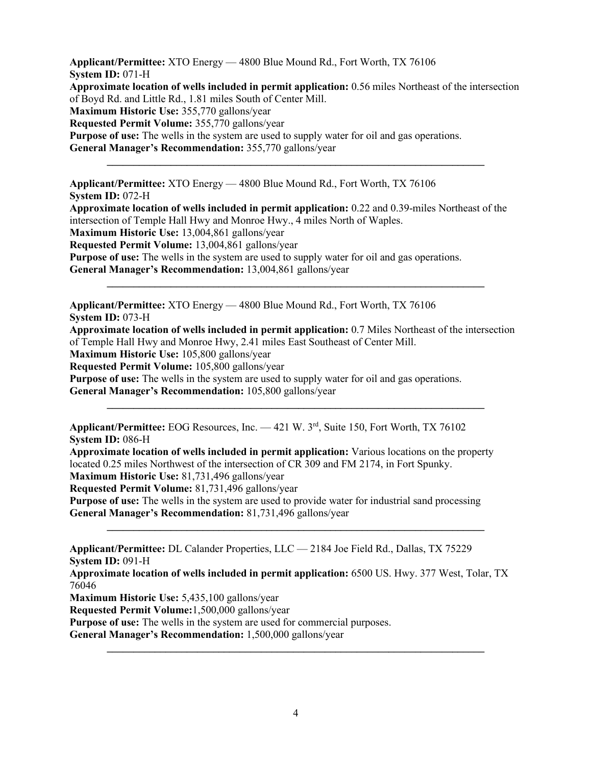**Applicant/Permittee:** XTO Energy — 4800 Blue Mound Rd., Fort Worth, TX 76106
**System ID:** 071-H
**Approximate location of wells included in permit application:** 0.56 miles Northeast of the intersection of Boyd Rd. and Little Rd., 1.81 miles South of Center Mill.
**Maximum Historic Use:** 355,770 gallons/year
**Requested Permit Volume:** 355,770 gallons/year
**Purpose of use:** The wells in the system are used to supply water for oil and gas operations.
**General Manager's Recommendation:** 355,770 gallons/year

---

**Applicant/Permittee:** XTO Energy — 4800 Blue Mound Rd., Fort Worth, TX 76106
**System ID:** 072-H
**Approximate location of wells included in permit application:** 0.22 and 0.39-miles Northeast of the intersection of Temple Hall Hwy and Monroe Hwy., 4 miles North of Waples.
**Maximum Historic Use:** 13,004,861 gallons/year
**Requested Permit Volume:** 13,004,861 gallons/year
**Purpose of use:** The wells in the system are used to supply water for oil and gas operations.
**General Manager's Recommendation:** 13,004,861 gallons/year

---

**Applicant/Permittee:** XTO Energy — 4800 Blue Mound Rd., Fort Worth, TX 76106
**System ID:** 073-H
**Approximate location of wells included in permit application:** 0.7 Miles Northeast of the intersection of Temple Hall Hwy and Monroe Hwy, 2.41 miles East Southeast of Center Mill.
**Maximum Historic Use:** 105,800 gallons/year
**Requested Permit Volume:** 105,800 gallons/year
**Purpose of use:** The wells in the system are used to supply water for oil and gas operations.
**General Manager's Recommendation:** 105,800 gallons/year

---

**Applicant/Permittee:** EOG Resources, Inc. — 421 W. 3rd, Suite 150, Fort Worth, TX 76102
**System ID:** 086-H
**Approximate location of wells included in permit application:** Various locations on the property located 0.25 miles Northwest of the intersection of CR 309 and FM 2174, in Fort Spunky.
**Maximum Historic Use:** 81,731,496 gallons/year
**Requested Permit Volume:** 81,731,496 gallons/year
**Purpose of use:** The wells in the system are used to provide water for industrial sand processing
**General Manager's Recommendation:** 81,731,496 gallons/year

---

**Applicant/Permittee:** DL Calander Properties, LLC — 2184 Joe Field Rd., Dallas, TX 75229
**System ID:** 091-H
**Approximate location of wells included in permit application:** 6500 US. Hwy. 377 West, Tolar, TX 76046
**Maximum Historic Use:** 5,435,100 gallons/year
**Requested Permit Volume:** 1,500,000 gallons/year
**Purpose of use:** The wells in the system are used for commercial purposes.
**General Manager's Recommendation:** 1,500,000 gallons/year

---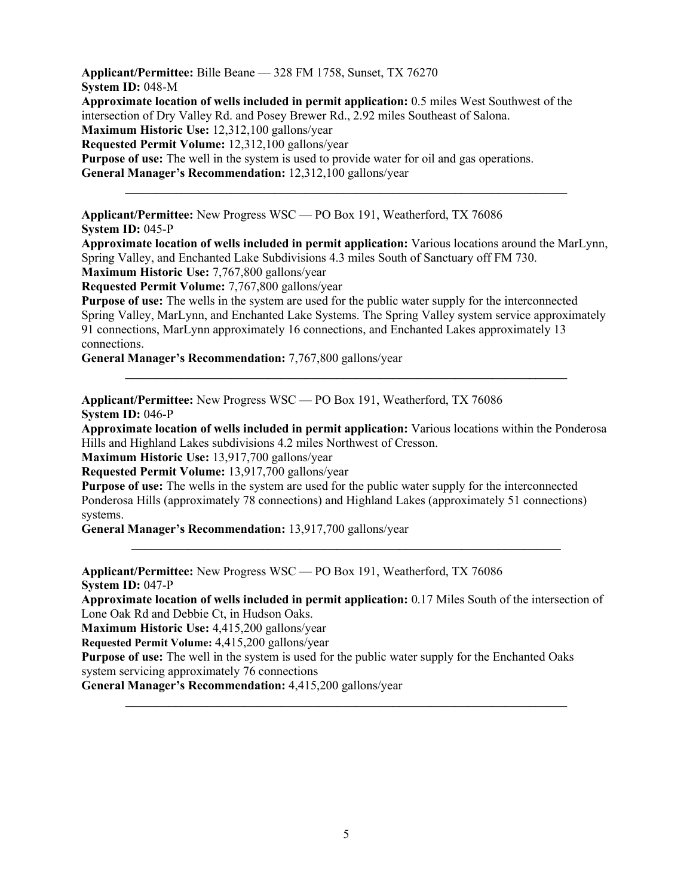**Applicant/Permittee:** Bille Beane — 328 FM 1758, Sunset, TX 76270
**System ID:** 048-M
**Approximate location of wells included in permit application:** 0.5 miles West Southwest of the intersection of Dry Valley Rd. and Posey Brewer Rd., 2.92 miles Southeast of Salona.
**Maximum Historic Use:** 12,312,100 gallons/year
**Requested Permit Volume:** 12,312,100 gallons/year
**Purpose of use:** The well in the system is used to provide water for oil and gas operations.
**General Manager's Recommendation:** 12,312,100 gallons/year

---

**Applicant/Permittee:** New Progress WSC — PO Box 191, Weatherford, TX 76086
**System ID:** 045-P
**Approximate location of wells included in permit application:** Various locations around the MarLynn, Spring Valley, and Enchanted Lake Subdivisions 4.3 miles South of Sanctuary off FM 730.
**Maximum Historic Use:** 7,767,800 gallons/year
**Requested Permit Volume:** 7,767,800 gallons/year
**Purpose of use:** The wells in the system are used for the public water supply for the interconnected Spring Valley, MarLynn, and Enchanted Lake Systems. The Spring Valley system service approximately 91 connections, MarLynn approximately 16 connections, and Enchanted Lakes approximately 13 connections.
**General Manager's Recommendation:** 7,767,800 gallons/year

---

**Applicant/Permittee:** New Progress WSC — PO Box 191, Weatherford, TX 76086
**System ID:** 046-P
**Approximate location of wells included in permit application:** Various locations within the Ponderosa Hills and Highland Lakes subdivisions 4.2 miles Northwest of Cresson.
**Maximum Historic Use:** 13,917,700 gallons/year
**Requested Permit Volume:** 13,917,700 gallons/year
**Purpose of use:** The wells in the system are used for the public water supply for the interconnected Ponderosa Hills (approximately 78 connections) and Highland Lakes (approximately 51 connections) systems.
**General Manager's Recommendation:** 13,917,700 gallons/year

---

**Applicant/Permittee:** New Progress WSC — PO Box 191, Weatherford, TX 76086
**System ID:** 047-P
**Approximate location of wells included in permit application:** 0.17 Miles South of the intersection of Lone Oak Rd and Debbie Ct, in Hudson Oaks.
**Maximum Historic Use:** 4,415,200 gallons/year
**Requested Permit Volume:** 4,415,200 gallons/year
**Purpose of use:** The well in the system is used for the public water supply for the Enchanted Oaks system servicing approximately 76 connections
**General Manager's Recommendation:** 4,415,200 gallons/year

---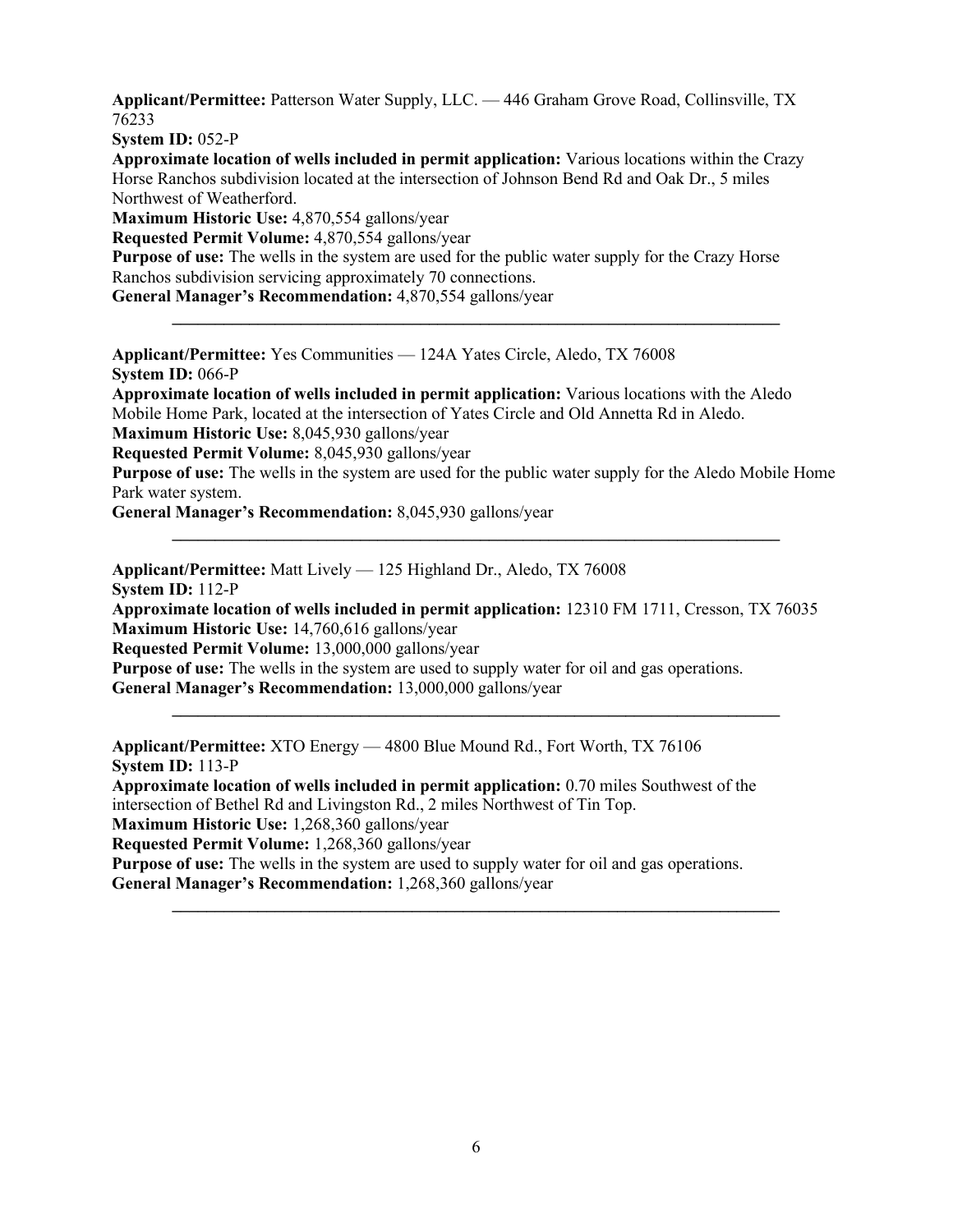**Applicant/Permittee:** Patterson Water Supply, LLC. — 446 Graham Grove Road, Collinsville, TX 76233
**System ID:** 052-P
**Approximate location of wells included in permit application:** Various locations within the Crazy Horse Ranchos subdivision located at the intersection of Johnson Bend Rd and Oak Dr., 5 miles Northwest of Weatherford.
**Maximum Historic Use:** 4,870,554 gallons/year
**Requested Permit Volume:** 4,870,554 gallons/year
**Purpose of use:** The wells in the system are used for the public water supply for the Crazy Horse Ranchos subdivision servicing approximately 70 connections.
**General Manager's Recommendation:** 4,870,554 gallons/year

---

**Applicant/Permittee:** Yes Communities — 124A Yates Circle, Aledo, TX 76008
**System ID:** 066-P
**Approximate location of wells included in permit application:** Various locations with the Aledo Mobile Home Park, located at the intersection of Yates Circle and Old Annetta Rd in Aledo.
**Maximum Historic Use:** 8,045,930 gallons/year
**Requested Permit Volume:** 8,045,930 gallons/year
**Purpose of use:** The wells in the system are used for the public water supply for the Aledo Mobile Home Park water system.
**General Manager's Recommendation:** 8,045,930 gallons/year

---

**Applicant/Permittee:** Matt Lively — 125 Highland Dr., Aledo, TX 76008
**System ID:** 112-P
**Approximate location of wells included in permit application:** 12310 FM 1711, Cresson, TX 76035
**Maximum Historic Use:** 14,760,616 gallons/year
**Requested Permit Volume:** 13,000,000 gallons/year
**Purpose of use:** The wells in the system are used to supply water for oil and gas operations.
**General Manager's Recommendation:** 13,000,000 gallons/year

---

**Applicant/Permittee:** XTO Energy — 4800 Blue Mound Rd., Fort Worth, TX 76106
**System ID:** 113-P
**Approximate location of wells included in permit application:** 0.70 miles Southwest of the intersection of Bethel Rd and Livingston Rd., 2 miles Northwest of Tin Top.
**Maximum Historic Use:** 1,268,360 gallons/year
**Requested Permit Volume:** 1,268,360 gallons/year
**Purpose of use:** The wells in the system are used to supply water for oil and gas operations.
**General Manager's Recommendation:** 1,268,360 gallons/year

---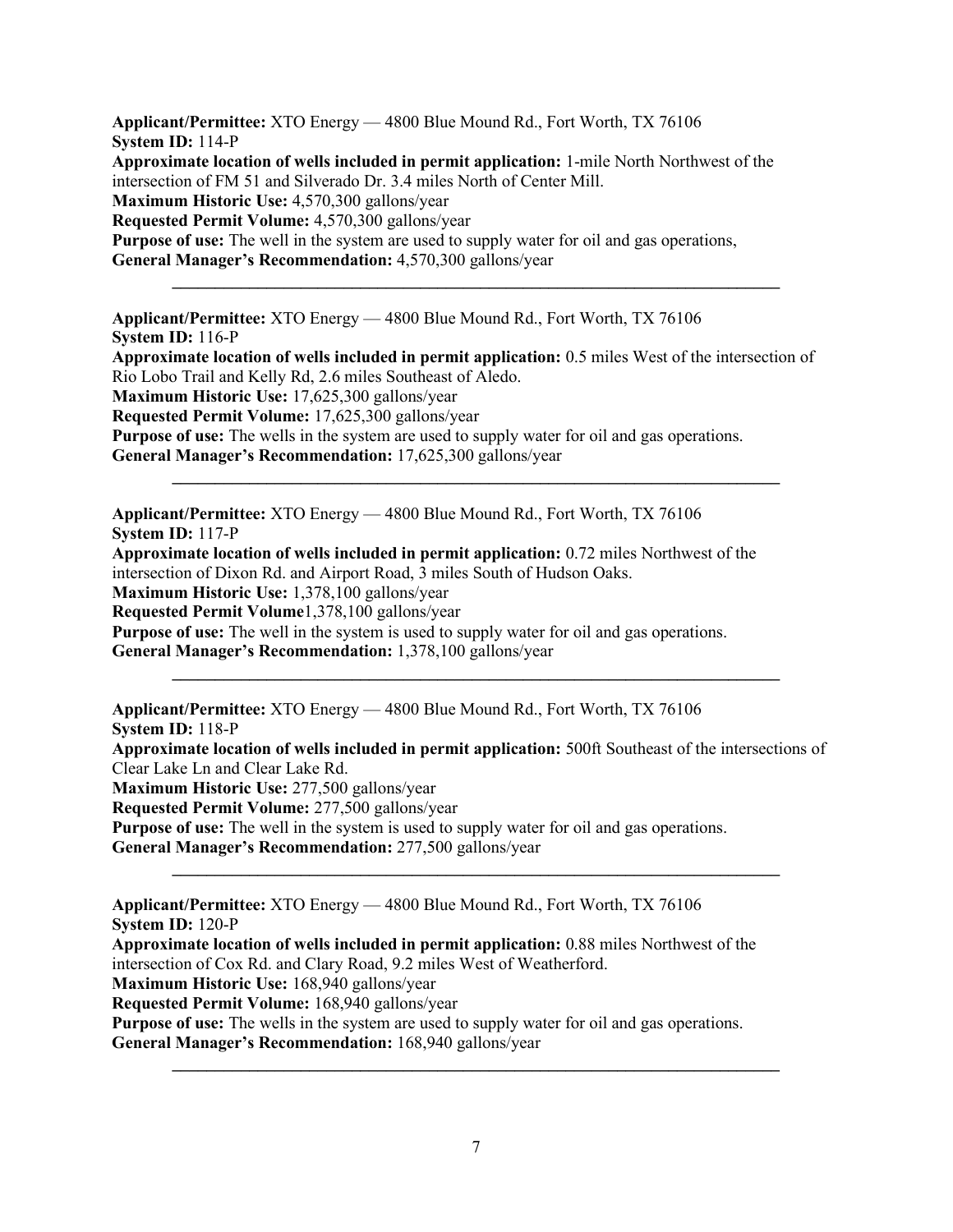**Applicant/Permittee:** XTO Energy — 4800 Blue Mound Rd., Fort Worth, TX 76106
**System ID:** 114-P
**Approximate location of wells included in permit application:** 1-mile North Northwest of the intersection of FM 51 and Silverado Dr. 3.4 miles North of Center Mill.
**Maximum Historic Use:** 4,570,300 gallons/year
**Requested Permit Volume:** 4,570,300 gallons/year
**Purpose of use:** The well in the system are used to supply water for oil and gas operations,
**General Manager's Recommendation:** 4,570,300 gallons/year

---

**Applicant/Permittee:** XTO Energy — 4800 Blue Mound Rd., Fort Worth, TX 76106
**System ID:** 116-P
**Approximate location of wells included in permit application:** 0.5 miles West of the intersection of Rio Lobo Trail and Kelly Rd, 2.6 miles Southeast of Aledo.
**Maximum Historic Use:** 17,625,300 gallons/year
**Requested Permit Volume:** 17,625,300 gallons/year
**Purpose of use:** The wells in the system are used to supply water for oil and gas operations.
**General Manager's Recommendation:** 17,625,300 gallons/year

---

**Applicant/Permittee:** XTO Energy — 4800 Blue Mound Rd., Fort Worth, TX 76106
**System ID:** 117-P
**Approximate location of wells included in permit application:** 0.72 miles Northwest of the intersection of Dixon Rd. and Airport Road, 3 miles South of Hudson Oaks.
**Maximum Historic Use:** 1,378,100 gallons/year
**Requested Permit Volume**1,378,100 gallons/year
**Purpose of use:** The well in the system is used to supply water for oil and gas operations.
**General Manager's Recommendation:** 1,378,100 gallons/year

---

**Applicant/Permittee:** XTO Energy — 4800 Blue Mound Rd., Fort Worth, TX 76106
**System ID:** 118-P
**Approximate location of wells included in permit application:** 500ft Southeast of the intersections of Clear Lake Ln and Clear Lake Rd.
**Maximum Historic Use:** 277,500 gallons/year
**Requested Permit Volume:** 277,500 gallons/year
**Purpose of use:** The well in the system is used to supply water for oil and gas operations.
**General Manager's Recommendation:** 277,500 gallons/year

---

**Applicant/Permittee:** XTO Energy — 4800 Blue Mound Rd., Fort Worth, TX 76106
**System ID:** 120-P
**Approximate location of wells included in permit application:** 0.88 miles Northwest of the intersection of Cox Rd. and Clary Road, 9.2 miles West of Weatherford.
**Maximum Historic Use:** 168,940 gallons/year
**Requested Permit Volume:** 168,940 gallons/year
**Purpose of use:** The wells in the system are used to supply water for oil and gas operations.
**General Manager's Recommendation:** 168,940 gallons/year

---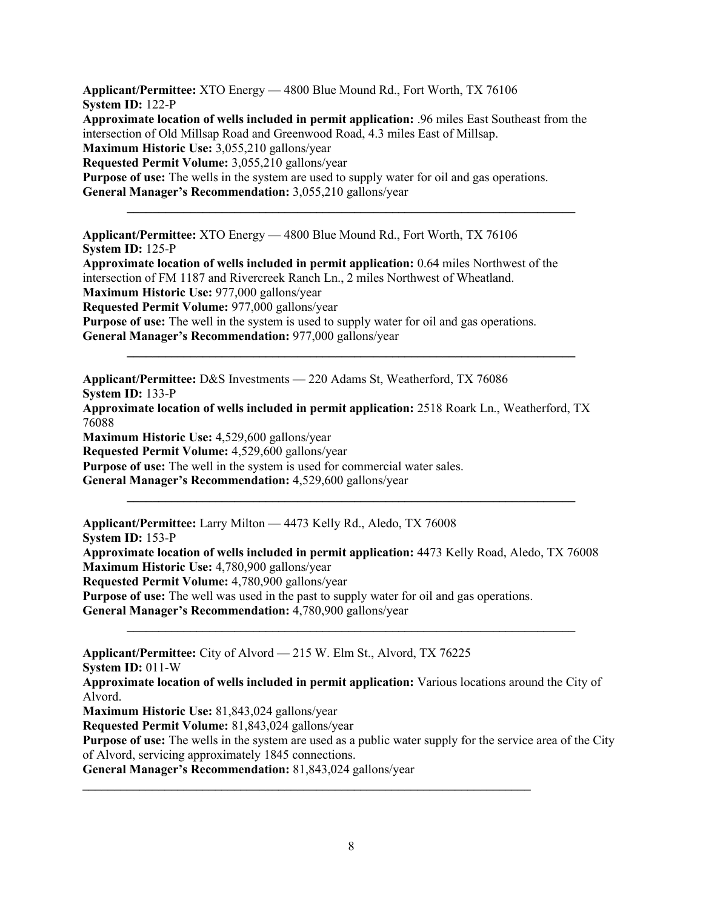**Applicant/Permittee:** XTO Energy — 4800 Blue Mound Rd., Fort Worth, TX 76106
**System ID:** 122-P
**Approximate location of wells included in permit application:** .96 miles East Southeast from the intersection of Old Millsap Road and Greenwood Road, 4.3 miles East of Millsap.
**Maximum Historic Use:** 3,055,210 gallons/year
**Requested Permit Volume:** 3,055,210 gallons/year
**Purpose of use:** The wells in the system are used to supply water for oil and gas operations.
**General Manager's Recommendation:** 3,055,210 gallons/year

---

**Applicant/Permittee:** XTO Energy — 4800 Blue Mound Rd., Fort Worth, TX 76106
**System ID:** 125-P
**Approximate location of wells included in permit application:** 0.64 miles Northwest of the intersection of FM 1187 and Rivercreek Ranch Ln., 2 miles Northwest of Wheatland.
**Maximum Historic Use:** 977,000 gallons/year
**Requested Permit Volume:** 977,000 gallons/year
**Purpose of use:** The well in the system is used to supply water for oil and gas operations.
**General Manager's Recommendation:** 977,000 gallons/year

---

**Applicant/Permittee:** D&S Investments — 220 Adams St, Weatherford, TX 76086
**System ID:** 133-P
**Approximate location of wells included in permit application:** 2518 Roark Ln., Weatherford, TX 76088
**Maximum Historic Use:** 4,529,600 gallons/year
**Requested Permit Volume:** 4,529,600 gallons/year
**Purpose of use:** The well in the system is used for commercial water sales.
**General Manager's Recommendation:** 4,529,600 gallons/year

---

**Applicant/Permittee:** Larry Milton — 4473 Kelly Rd., Aledo, TX 76008
**System ID:** 153-P
**Approximate location of wells included in permit application:** 4473 Kelly Road, Aledo, TX 76008
**Maximum Historic Use:** 4,780,900 gallons/year
**Requested Permit Volume:** 4,780,900 gallons/year
**Purpose of use:** The well was used in the past to supply water for oil and gas operations.
**General Manager's Recommendation:** 4,780,900 gallons/year

---

**Applicant/Permittee:** City of Alvord — 215 W. Elm St., Alvord, TX 76225
**System ID:** 011-W
**Approximate location of wells included in permit application:** Various locations around the City of Alvord.
**Maximum Historic Use:** 81,843,024 gallons/year
**Requested Permit Volume:** 81,843,024 gallons/year
**Purpose of use:** The wells in the system are used as a public water supply for the service area of the City of Alvord, servicing approximately 1845 connections.
**General Manager's Recommendation:** 81,843,024 gallons/year

---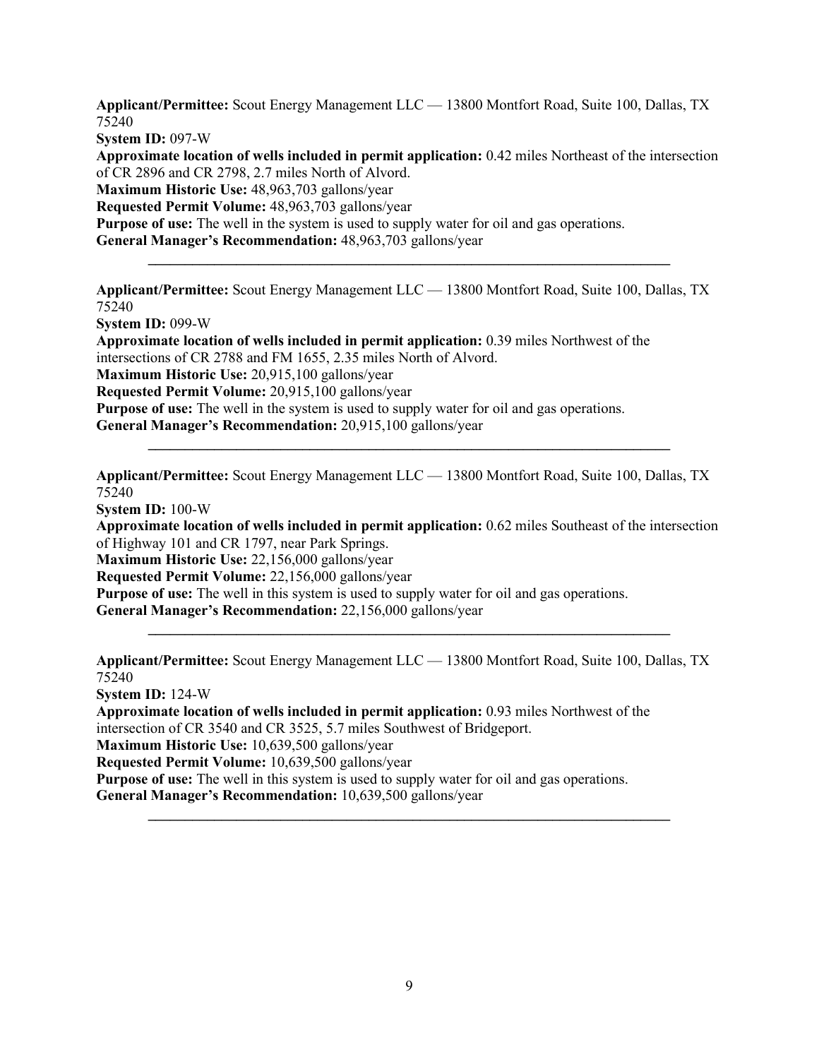**Applicant/Permittee:** Scout Energy Management LLC — 13800 Montfort Road, Suite 100, Dallas, TX 75240  
**System ID:** 097-W  
**Approximate location of wells included in permit application:** 0.42 miles Northeast of the intersection of CR 2896 and CR 2798, 2.7 miles North of Alvord.  
**Maximum Historic Use:** 48,963,703 gallons/year  
**Requested Permit Volume:** 48,963,703 gallons/year  
**Purpose of use:** The well in the system is used to supply water for oil and gas operations.  
**General Manager's Recommendation:** 48,963,703 gallons/year

---

**Applicant/Permittee:** Scout Energy Management LLC — 13800 Montfort Road, Suite 100, Dallas, TX 75240  
**System ID:** 099-W  
**Approximate location of wells included in permit application:** 0.39 miles Northwest of the intersections of CR 2788 and FM 1655, 2.35 miles North of Alvord.  
**Maximum Historic Use:** 20,915,100 gallons/year  
**Requested Permit Volume:** 20,915,100 gallons/year  
**Purpose of use:** The well in the system is used to supply water for oil and gas operations.  
**General Manager's Recommendation:** 20,915,100 gallons/year

---

**Applicant/Permittee:** Scout Energy Management LLC — 13800 Montfort Road, Suite 100, Dallas, TX 75240  
**System ID:** 100-W  
**Approximate location of wells included in permit application:** 0.62 miles Southeast of the intersection of Highway 101 and CR 1797, near Park Springs.  
**Maximum Historic Use:** 22,156,000 gallons/year  
**Requested Permit Volume:** 22,156,000 gallons/year  
**Purpose of use:** The well in this system is used to supply water for oil and gas operations.  
**General Manager's Recommendation:** 22,156,000 gallons/year

---

**Applicant/Permittee:** Scout Energy Management LLC — 13800 Montfort Road, Suite 100, Dallas, TX 75240  
**System ID:** 124-W  
**Approximate location of wells included in permit application:** 0.93 miles Northwest of the intersection of CR 3540 and CR 3525, 5.7 miles Southwest of Bridgeport.  
**Maximum Historic Use:** 10,639,500 gallons/year  
**Requested Permit Volume:** 10,639,500 gallons/year  
**Purpose of use:** The well in this system is used to supply water for oil and gas operations.  
**General Manager's Recommendation:** 10,639,500 gallons/year

---